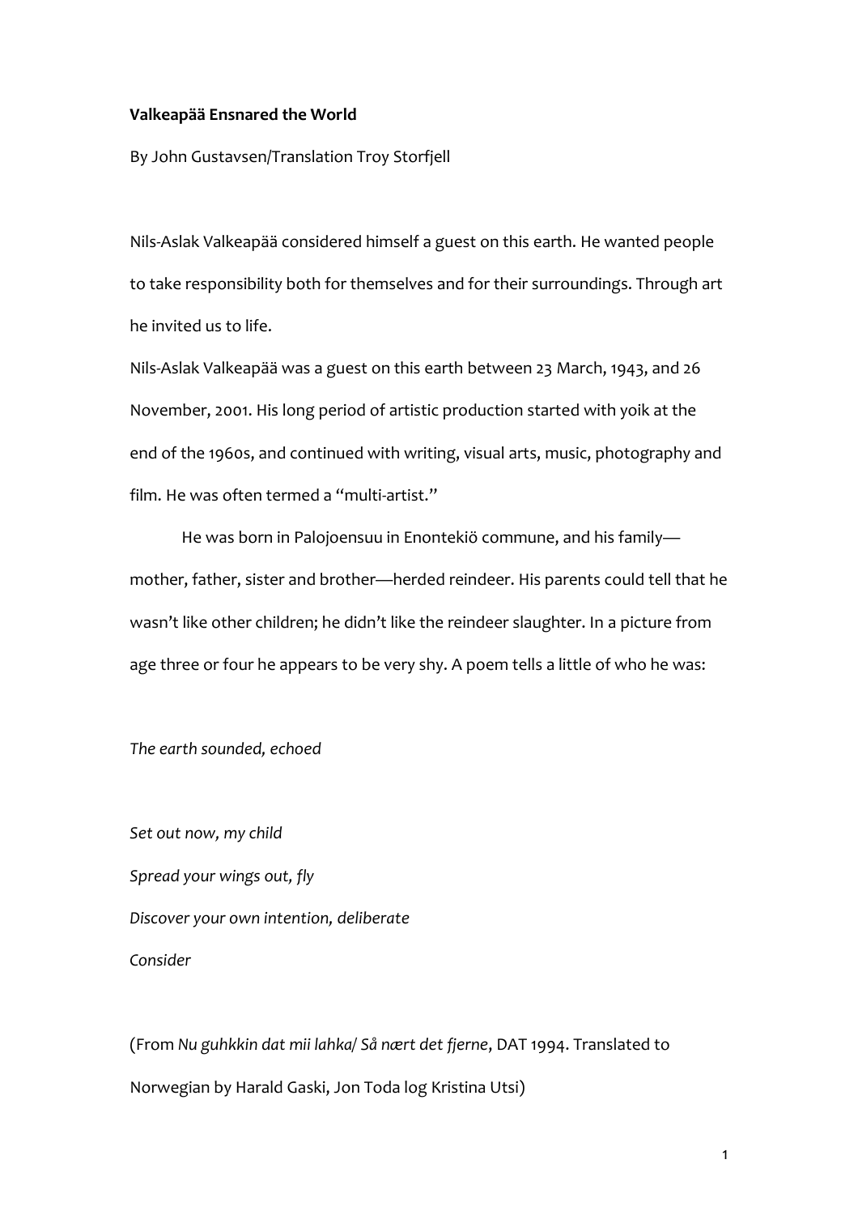**Valkeapää Ensnared the World**

By John Gustavsen/Translation Troy Storfjell

Nils-Aslak Valkeapää considered himself a guest on this earth. He wanted people to take responsibility both for themselves and for their surroundings. Through art he invited us to life.

Nils-Aslak Valkeapää was a guest on this earth between 23 March, 1943, and 26 November, 2001. His long period of artistic production started with yoik at the end of the 1960s, and continued with writing, visual arts, music, photography and film. He was often termed a "multi-artist."

He was born in Palojoensuu in Enontekiö commune, and his family—mother, father, sister and brother—herded reindeer. His parents could tell that he wasn't like other children; he didn't like the reindeer slaughter. In a picture from age three or four he appears to be very shy. A poem tells a little of who he was:

*The earth sounded, echoed*

*Set out now, my child*
*Spread your wings out, fly*
*Discover your own intention, deliberate*
*Consider*

(From *Nu guhkkin dat mii lahka/ Så nært det fjerne*, DAT 1994. Translated to Norwegian by Harald Gaski, Jon Toda log Kristina Utsi)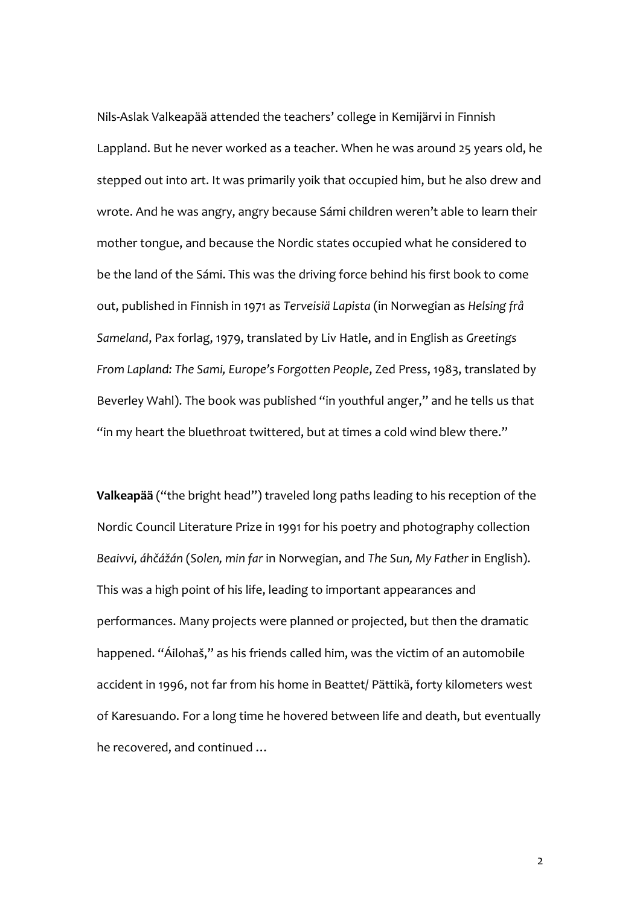Nils-Aslak Valkeapää attended the teachers' college in Kemijärvi in Finnish Lappland. But he never worked as a teacher. When he was around 25 years old, he stepped out into art. It was primarily yoik that occupied him, but he also drew and wrote. And he was angry, angry because Sámi children weren't able to learn their mother tongue, and because the Nordic states occupied what he considered to be the land of the Sámi. This was the driving force behind his first book to come out, published in Finnish in 1971 as *Terveisiä Lapista* (in Norwegian as *Helsing frå Sameland*, Pax forlag, 1979, translated by Liv Hatle, and in English as *Greetings From Lapland: The Sami, Europe's Forgotten People*, Zed Press, 1983, translated by Beverley Wahl). The book was published "in youthful anger," and he tells us that "in my heart the bluethroat twittered, but at times a cold wind blew there."

**Valkeapää** ("the bright head") traveled long paths leading to his reception of the Nordic Council Literature Prize in 1991 for his poetry and photography collection *Beaivvi, áhčážán* (*Solen, min far* in Norwegian, and *The Sun, My Father* in English). This was a high point of his life, leading to important appearances and performances. Many projects were planned or projected, but then the dramatic happened. "Áilohaš," as his friends called him, was the victim of an automobile accident in 1996, not far from his home in Beattet/ Pättikä, forty kilometers west of Karesuando. For a long time he hovered between life and death, but eventually he recovered, and continued …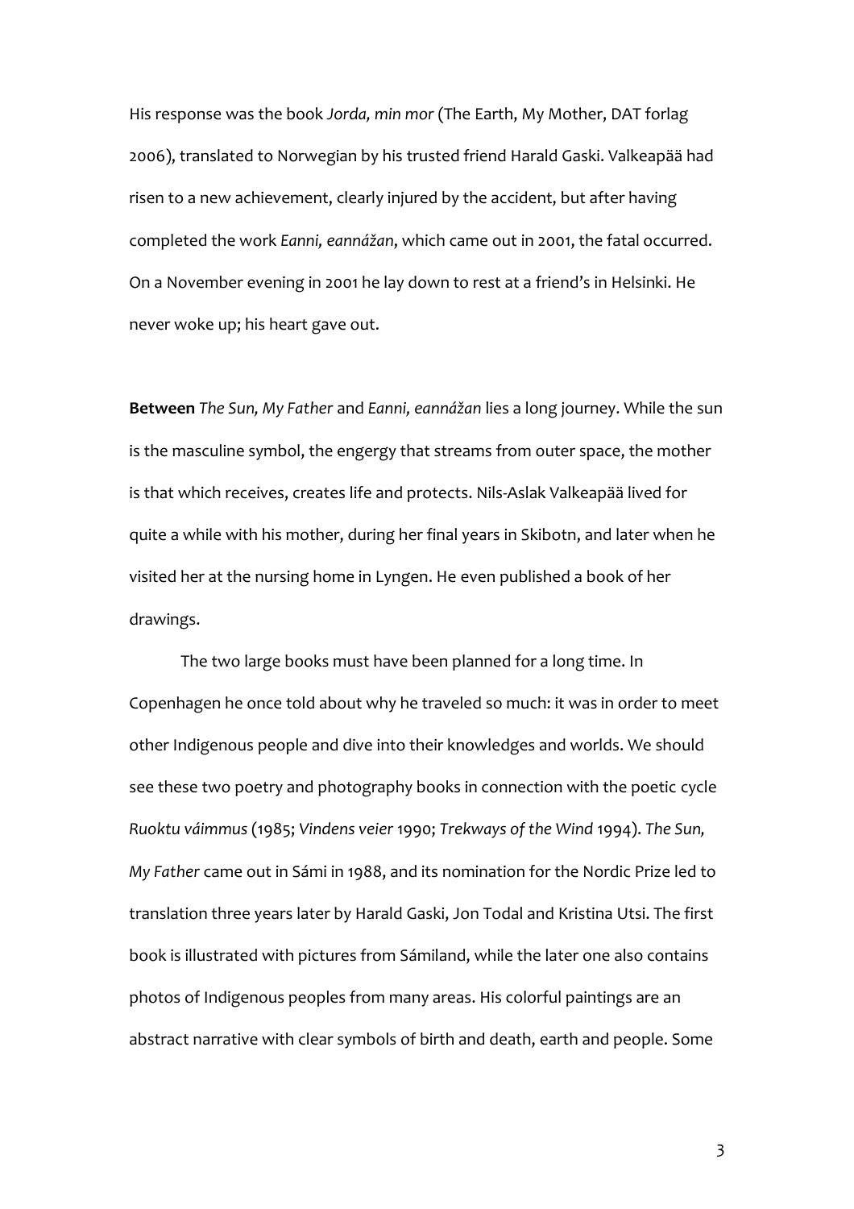His response was the book *Jorda, min mor* (The Earth, My Mother, DAT forlag 2006), translated to Norwegian by his trusted friend Harald Gaski. Valkeapää had risen to a new achievement, clearly injured by the accident, but after having completed the work *Eanni, eannážan*, which came out in 2001, the fatal occurred. On a November evening in 2001 he lay down to rest at a friend's in Helsinki. He never woke up; his heart gave out.

**Between** *The Sun, My Father* and *Eanni, eannážan* lies a long journey. While the sun is the masculine symbol, the engergy that streams from outer space, the mother is that which receives, creates life and protects. Nils-Aslak Valkeapää lived for quite a while with his mother, during her final years in Skibotn, and later when he visited her at the nursing home in Lyngen. He even published a book of her drawings.

The two large books must have been planned for a long time. In Copenhagen he once told about why he traveled so much: it was in order to meet other Indigenous people and dive into their knowledges and worlds. We should see these two poetry and photography books in connection with the poetic cycle *Ruoktu váimmus* (1985; *Vindens veier* 1990; *Trekways of the Wind* 1994). *The Sun, My Father* came out in Sámi in 1988, and its nomination for the Nordic Prize led to translation three years later by Harald Gaski, Jon Todal and Kristina Utsi. The first book is illustrated with pictures from Sámiland, while the later one also contains photos of Indigenous peoples from many areas. His colorful paintings are an abstract narrative with clear symbols of birth and death, earth and people. Some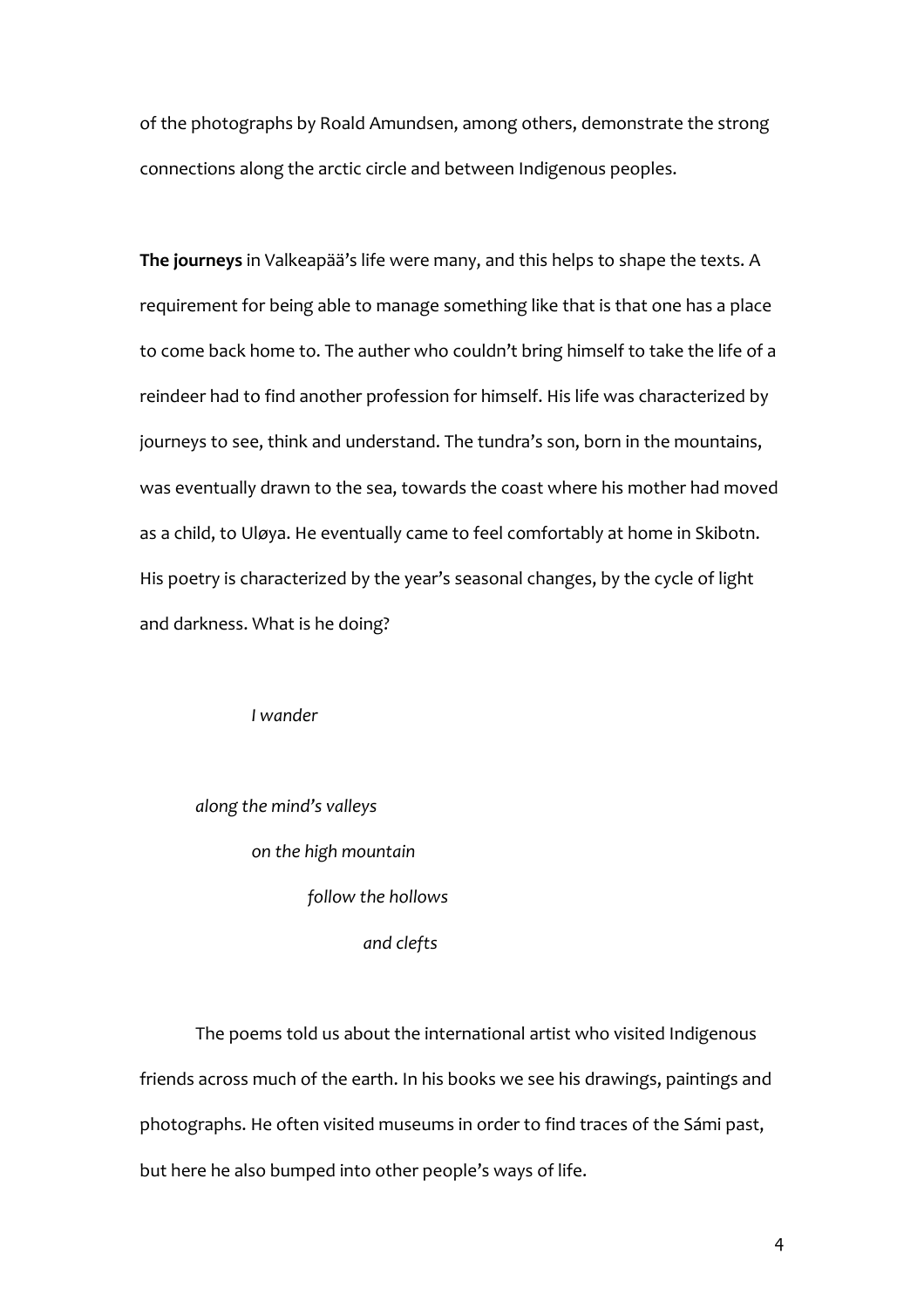of the photographs by Roald Amundsen, among others, demonstrate the strong connections along the arctic circle and between Indigenous peoples.

**The journeys** in Valkeapää's life were many, and this helps to shape the texts. A requirement for being able to manage something like that is that one has a place to come back home to. The auther who couldn't bring himself to take the life of a reindeer had to find another profession for himself. His life was characterized by journeys to see, think and understand. The tundra's son, born in the mountains, was eventually drawn to the sea, towards the coast where his mother had moved as a child, to Uløya. He eventually came to feel comfortably at home in Skibotn. His poetry is characterized by the year's seasonal changes, by the cycle of light and darkness. What is he doing?

*I wander*

*along the mind's valleys*
*on the high mountain*
*follow the hollows*
*and clefts*

The poems told us about the international artist who visited Indigenous friends across much of the earth. In his books we see his drawings, paintings and photographs. He often visited museums in order to find traces of the Sámi past, but here he also bumped into other people's ways of life.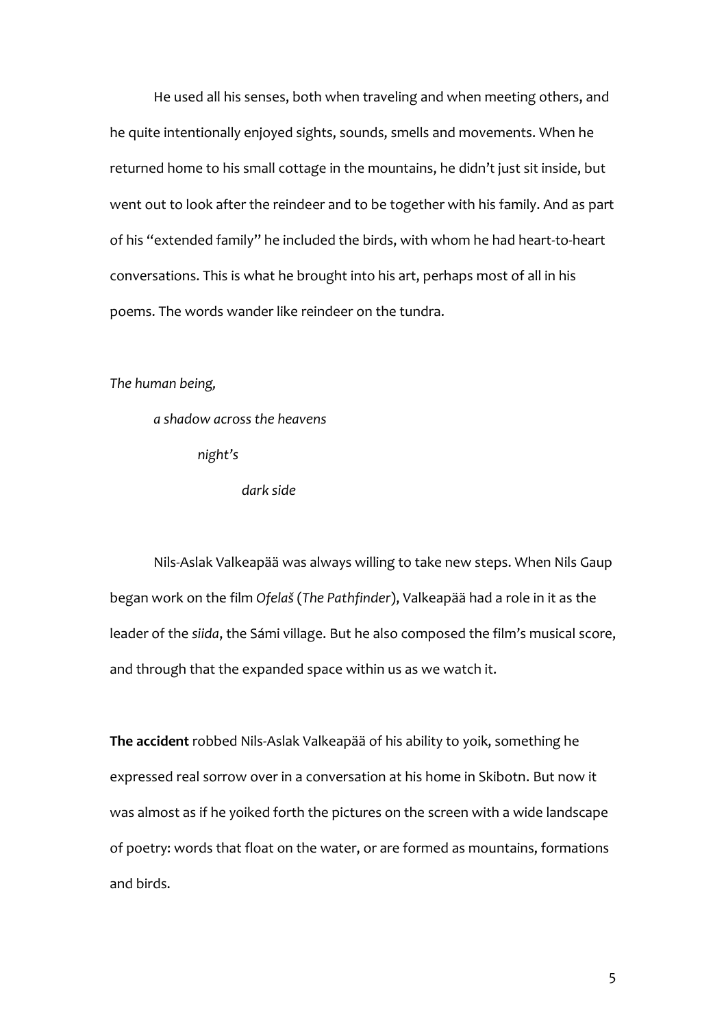He used all his senses, both when traveling and when meeting others, and he quite intentionally enjoyed sights, sounds, smells and movements. When he returned home to his small cottage in the mountains, he didn't just sit inside, but went out to look after the reindeer and to be together with his family. And as part of his "extended family" he included the birds, with whom he had heart-to-heart conversations. This is what he brought into his art, perhaps most of all in his poems. The words wander like reindeer on the tundra.

*The human being,*

*a shadow across the heavens*

*night's*

*dark side*

Nils-Aslak Valkeapää was always willing to take new steps. When Nils Gaup began work on the film *Ofelaš* (*The Pathfinder*), Valkeapää had a role in it as the leader of the *siida*, the Sámi village. But he also composed the film's musical score, and through that the expanded space within us as we watch it.

**The accident** robbed Nils-Aslak Valkeapää of his ability to yoik, something he expressed real sorrow over in a conversation at his home in Skibotn. But now it was almost as if he yoiked forth the pictures on the screen with a wide landscape of poetry: words that float on the water, or are formed as mountains, formations and birds.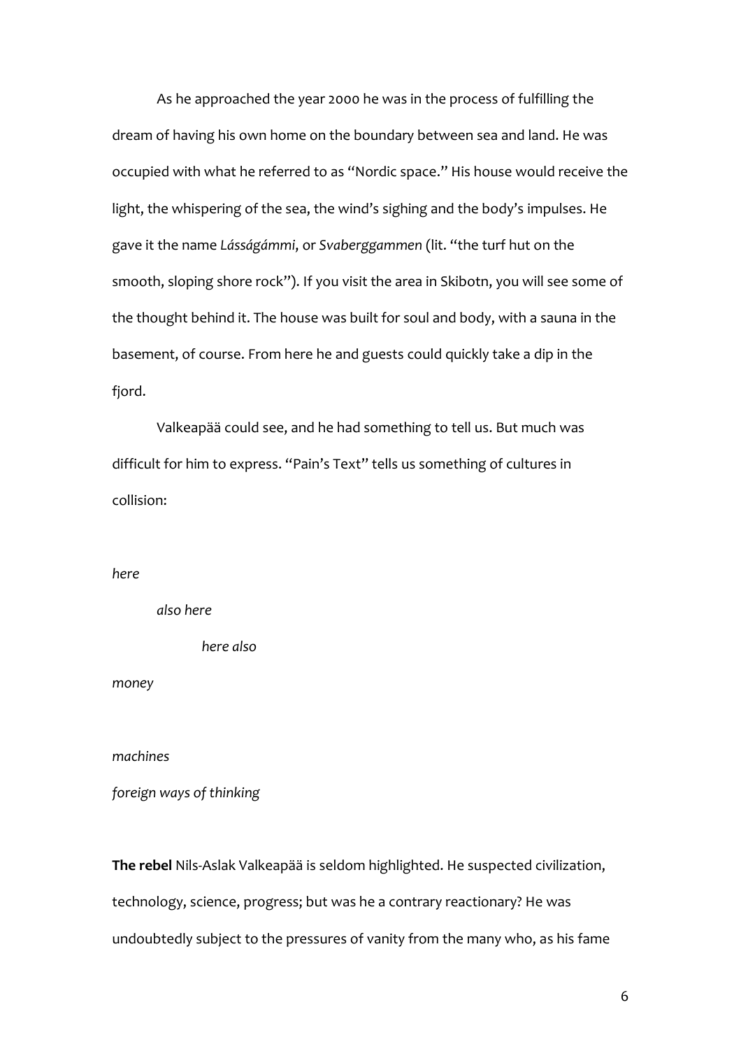As he approached the year 2000 he was in the process of fulfilling the dream of having his own home on the boundary between sea and land. He was occupied with what he referred to as "Nordic space." His house would receive the light, the whispering of the sea, the wind's sighing and the body's impulses. He gave it the name *Lásságámmi*, or *Svaberggammen* (lit. "the turf hut on the smooth, sloping shore rock"). If you visit the area in Skibotn, you will see some of the thought behind it. The house was built for soul and body, with a sauna in the basement, of course. From here he and guests could quickly take a dip in the fjord.

Valkeapää could see, and he had something to tell us. But much was difficult for him to express. "Pain's Text" tells us something of cultures in collision:

*here*

    *also here*

        *here also*

*money*

*machines*

*foreign ways of thinking*

**The rebel** Nils-Aslak Valkeapää is seldom highlighted. He suspected civilization, technology, science, progress; but was he a contrary reactionary? He was undoubtedly subject to the pressures of vanity from the many who, as his fame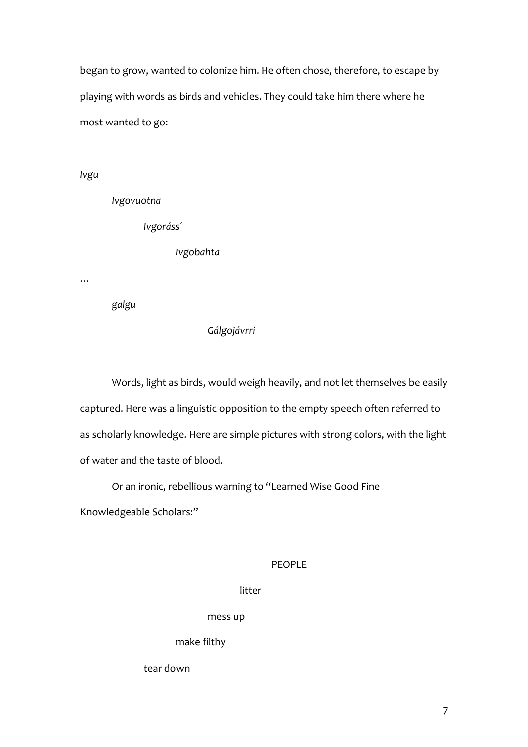began to grow, wanted to colonize him. He often chose, therefore, to escape by playing with words as birds and vehicles. They could take him there where he most wanted to go:

*Ivgu*

&emsp;&emsp;*Ivgovuotna*

&emsp;&emsp;&emsp;&emsp;*Ivgoráss´*

&emsp;&emsp;&emsp;&emsp;&emsp;&emsp;*Ivgobahta*

…

&emsp;&emsp;*galgu*

&emsp;&emsp;&emsp;&emsp;&emsp;&emsp;&emsp;&emsp;*Gálgojávrri*

Words, light as birds, would weigh heavily, and not let themselves be easily captured. Here was a linguistic opposition to the empty speech often referred to as scholarly knowledge. Here are simple pictures with strong colors, with the light of water and the taste of blood.

Or an ironic, rebellious warning to "Learned Wise Good Fine Knowledgeable Scholars:"

&emsp;&emsp;&emsp;&emsp;&emsp;&emsp;&emsp;&emsp;&emsp;&emsp;&emsp;&emsp;PEOPLE

&emsp;&emsp;&emsp;&emsp;&emsp;&emsp;&emsp;&emsp;&emsp;&emsp;litter

&emsp;&emsp;&emsp;&emsp;&emsp;&emsp;&emsp;&emsp;mess up

&emsp;&emsp;&emsp;&emsp;&emsp;&emsp;make filthy

&emsp;&emsp;&emsp;&emsp;tear down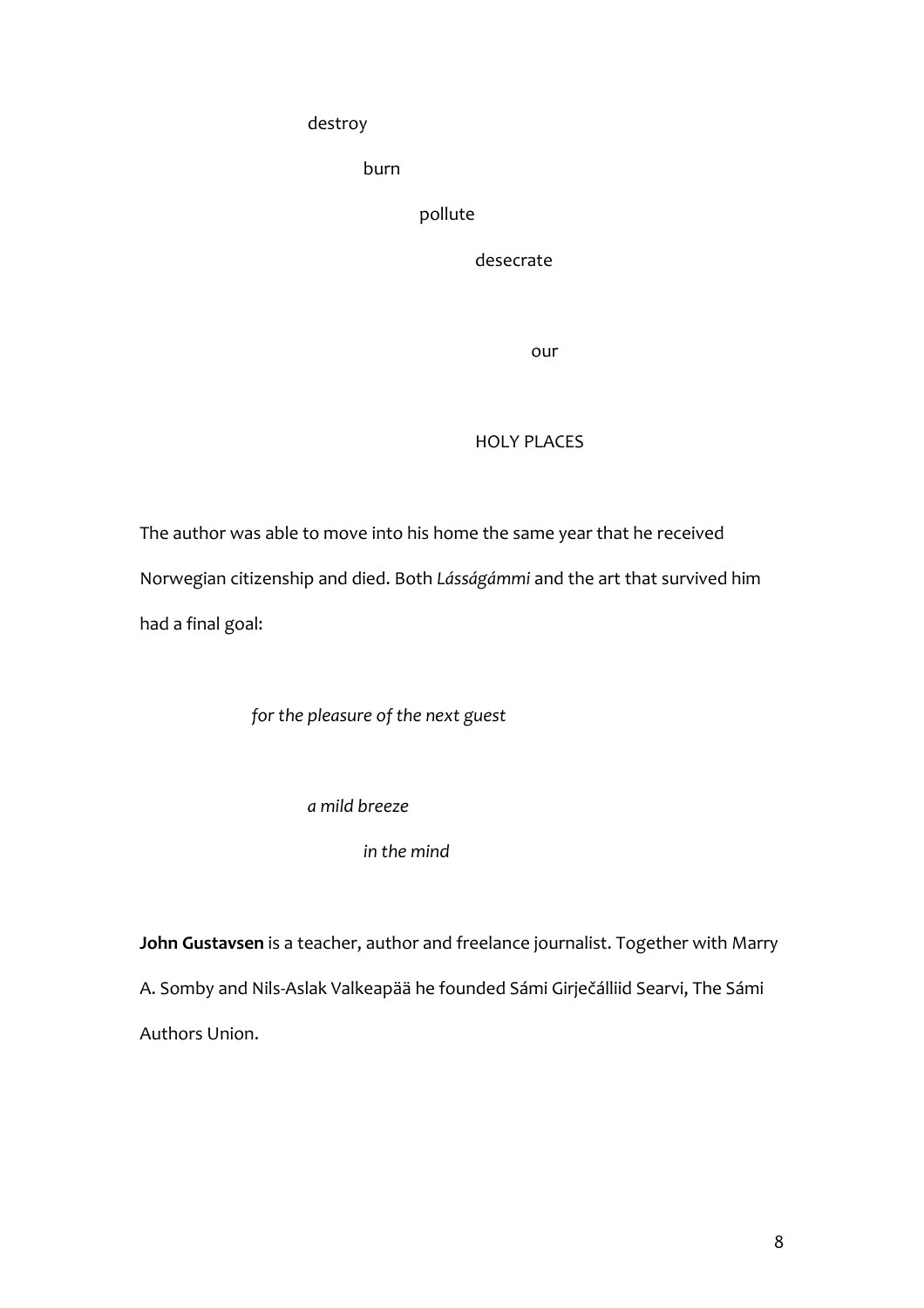destroy

burn

pollute

desecrate

our

HOLY PLACES

The author was able to move into his home the same year that he received Norwegian citizenship and died. Both *Lásságámmi* and the art that survived him had a final goal:

*for the pleasure of the next guest*

*a mild breeze*

*in the mind*

**John Gustavsen** is a teacher, author and freelance journalist. Together with Marry A. Somby and Nils-Aslak Valkeapää he founded Sámi Girječálliid Searvi, The Sámi Authors Union.